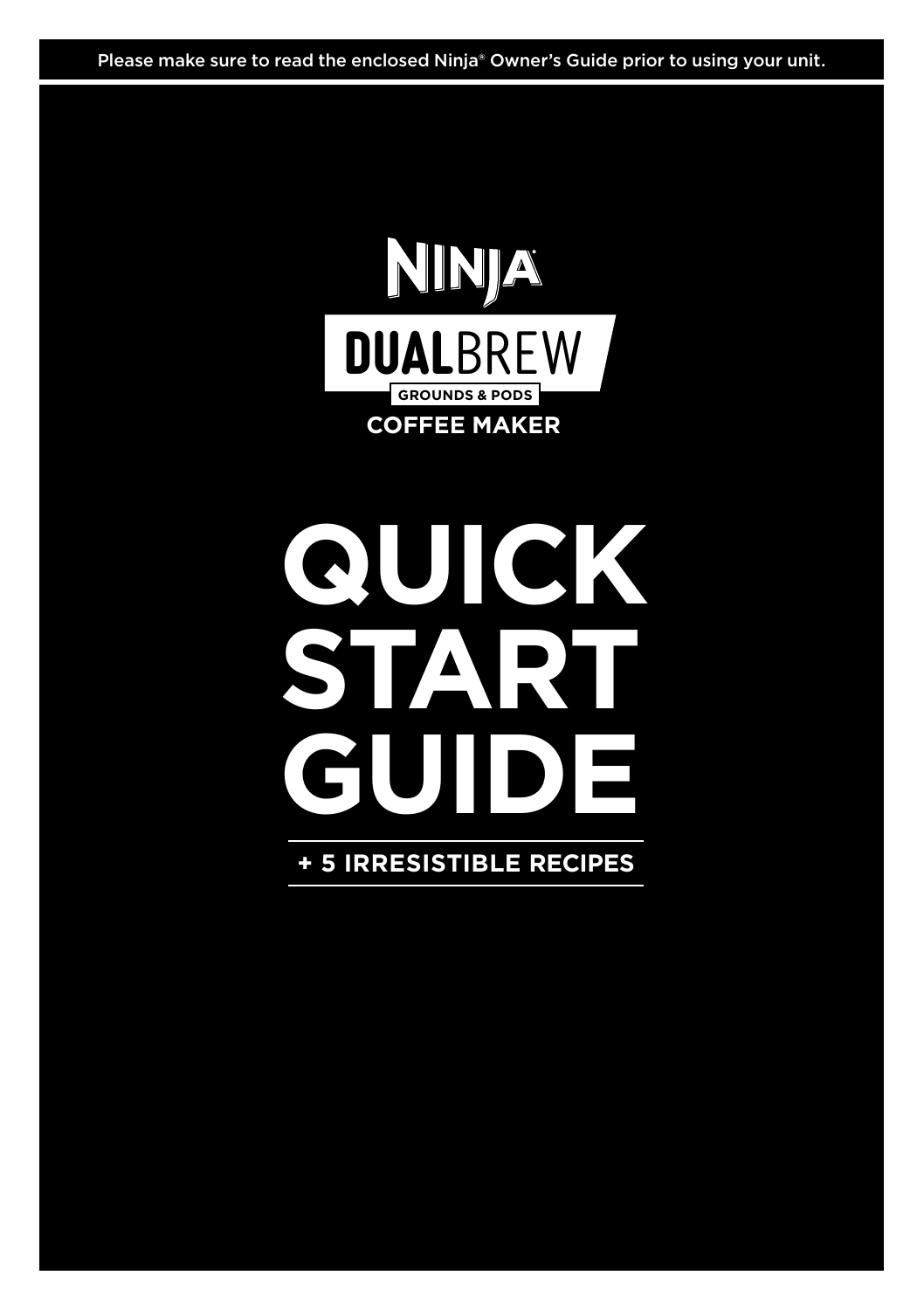Please make sure to read the enclosed Ninja® Owner's Guide prior to using your unit.

NINJA®

DUALBREW

GROUNDS & PODS

COFFEE MAKER

# QUICK START GUIDE

**+ 5 IRRESISTIBLE RECIPES**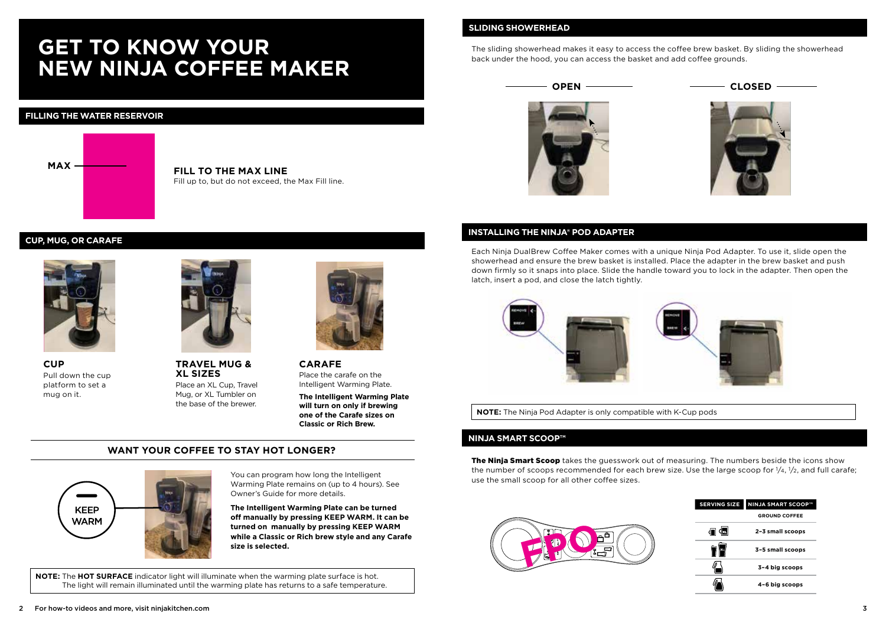# GET TO KNOW YOUR NEW NINJA COFFEE MAKER

## FILLING THE WATER RESERVOIR

MAX

**FILL TO THE MAX LINE**
Fill up to, but do not exceed, the Max Fill line.

## CUP, MUG, OR CARAFE

**CUP**
Pull down the cup platform to set a mug on it.

**TRAVEL MUG & XL SIZES**
Place an XL Cup, Travel Mug, or XL Tumbler on the base of the brewer.

**CARAFE**
Place the carafe on the Intelligent Warming Plate.

**The Intelligent Warming Plate will turn on only if brewing one of the Carafe sizes on Classic or Rich Brew.**

### WANT YOUR COFFEE TO STAY HOT LONGER?

KEEP WARM

You can program how long the Intelligent Warming Plate remains on (up to 4 hours). See Owner's Guide for more details.

**The Intelligent Warming Plate can be turned off manually by pressing KEEP WARM. It can be turned on manually by pressing KEEP WARM while a Classic or Rich brew style and any Carafe size is selected.**

**NOTE:** The **HOT SURFACE** indicator light will illuminate when the warming plate surface is hot. The light will remain illuminated until the warming plate has returns to a safe temperature.

## SLIDING SHOWERHEAD

The sliding showerhead makes it easy to access the coffee brew basket. By sliding the showerhead back under the hood, you can access the basket and add coffee grounds.

OPEN | CLOSED

## INSTALLING THE NINJA® POD ADAPTER

Each Ninja DualBrew Coffee Maker comes with a unique Ninja Pod Adapter. To use it, slide open the showerhead and ensure the brew basket is installed. Place the adapter in the brew basket and push down firmly so it snaps into place. Slide the handle toward you to lock in the adapter. Then open the latch, insert a pod, and close the latch tightly.

REMOVE | BREW

**NOTE:** The Ninja Pod Adapter is only compatible with K-Cup pods

## NINJA SMART SCOOP™

**The Ninja Smart Scoop** takes the guesswork out of measuring. The numbers beside the icons show the number of scoops recommended for each brew size. Use the large scoop for 1/4, 1/2, and full carafe; use the small scoop for all other coffee sizes.

FPO

| SERVING SIZE | NINJA SMART SCOOP™ GROUND COFFEE |
|---|---|
| Cup / XL Cup | 2–3 small scoops |
| Travel Mug / XL Multi-Serve | 3–5 small scoops |
| 1/4 – 1/2 Carafe | 3–4 big scoops |
| Full Carafe | 4–6 big scoops |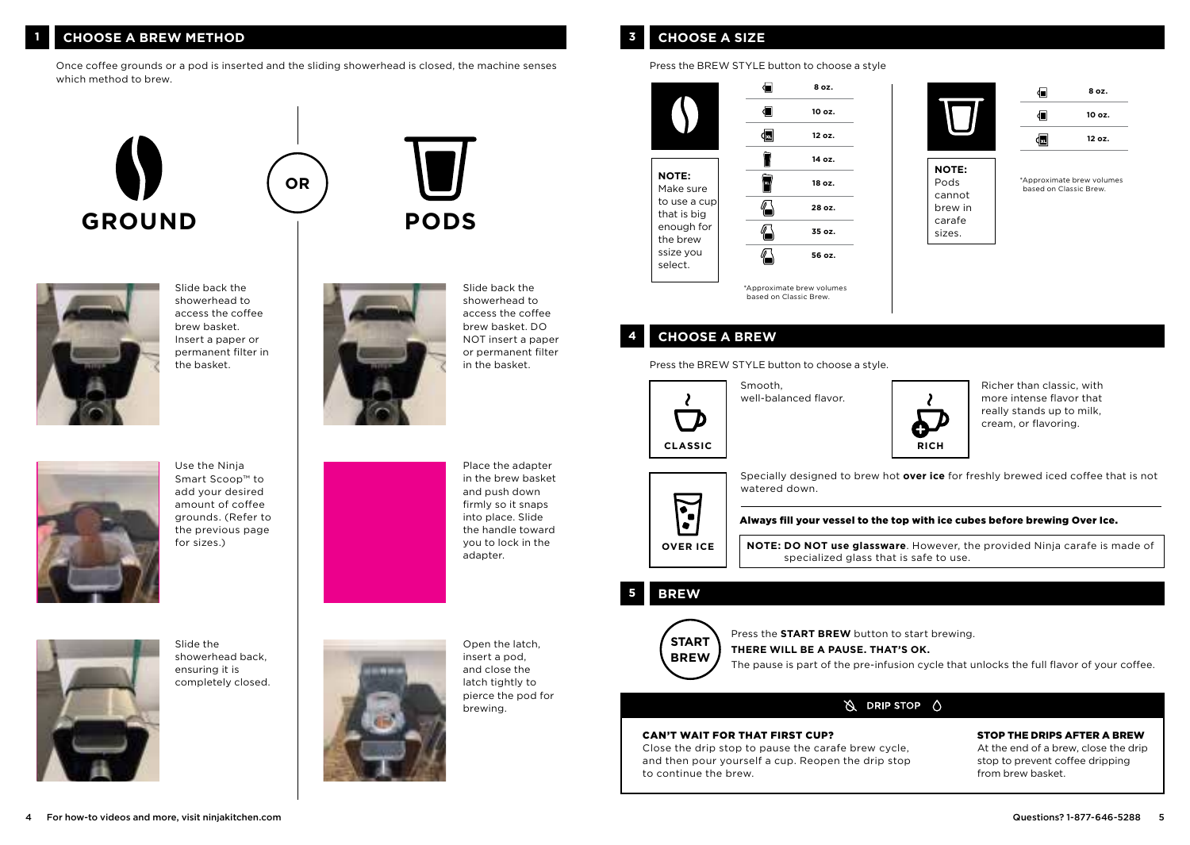## 1 CHOOSE A BREW METHOD

Once coffee grounds or a pod is inserted and the sliding showerhead is closed, the machine senses which method to brew.

### GROUND

OR

### PODS

**GROUND**

Slide back the showerhead to access the coffee brew basket. Insert a paper or permanent filter in the basket.

Use the Ninja Smart Scoop™ to add your desired amount of coffee grounds. (Refer to the previous page for sizes.)

Slide the showerhead back, ensuring it is completely closed.

**PODS**

Slide back the showerhead to access the coffee brew basket. DO NOT insert a paper or permanent filter in the basket.

Place the adapter in the brew basket and push down firmly so it snaps into place. Slide the handle toward you to lock in the adapter.

Open the latch, insert a pod, and close the latch tightly to pierce the pod for brewing.

## 3 CHOOSE A SIZE

Press the BREW STYLE button to choose a style

**Ground:**

| Size |
|---|
| 8 oz. |
| 10 oz. |
| 12 oz. |
| 14 oz. |
| 18 oz. |
| 28 oz. |
| 35 oz. |
| 56 oz. |

**NOTE:** Make sure to use a cup that is big enough for the brew ssize you select.

*Approximate brew volumes based on Classic Brew.

**Pods:**

| Size |
|---|
| 8 oz. |
| 10 oz. |
| 12 oz. |

**NOTE:** Pods cannot brew in carafe sizes.

*Approximate brew volumes based on Classic Brew.

## 4 CHOOSE A BREW

Press the BREW STYLE button to choose a style.

**CLASSIC** – Smooth, well-balanced flavor.

**RICH** – Richer than classic, with more intense flavor that really stands up to milk, cream, or flavoring.

**OVER ICE** – Specially designed to brew hot **over ice** for freshly brewed iced coffee that is not watered down.

**Always fill your vessel to the top with ice cubes before brewing Over Ice.**

**NOTE: DO NOT use glassware**. However, the provided Ninja carafe is made of specialized glass that is safe to use.

## 5 BREW

**START BREW**

Press the **START BREW** button to start brewing.

**THERE WILL BE A PAUSE. THAT'S OK.**

The pause is part of the pre-infusion cycle that unlocks the full flavor of your coffee.

### DRIP STOP

**CAN'T WAIT FOR THAT FIRST CUP?**

Close the drip stop to pause the carafe brew cycle, and then pour yourself a cup. Reopen the drip stop to continue the brew.

**STOP THE DRIPS AFTER A BREW**

At the end of a brew, close the drip stop to prevent coffee dripping from brew basket.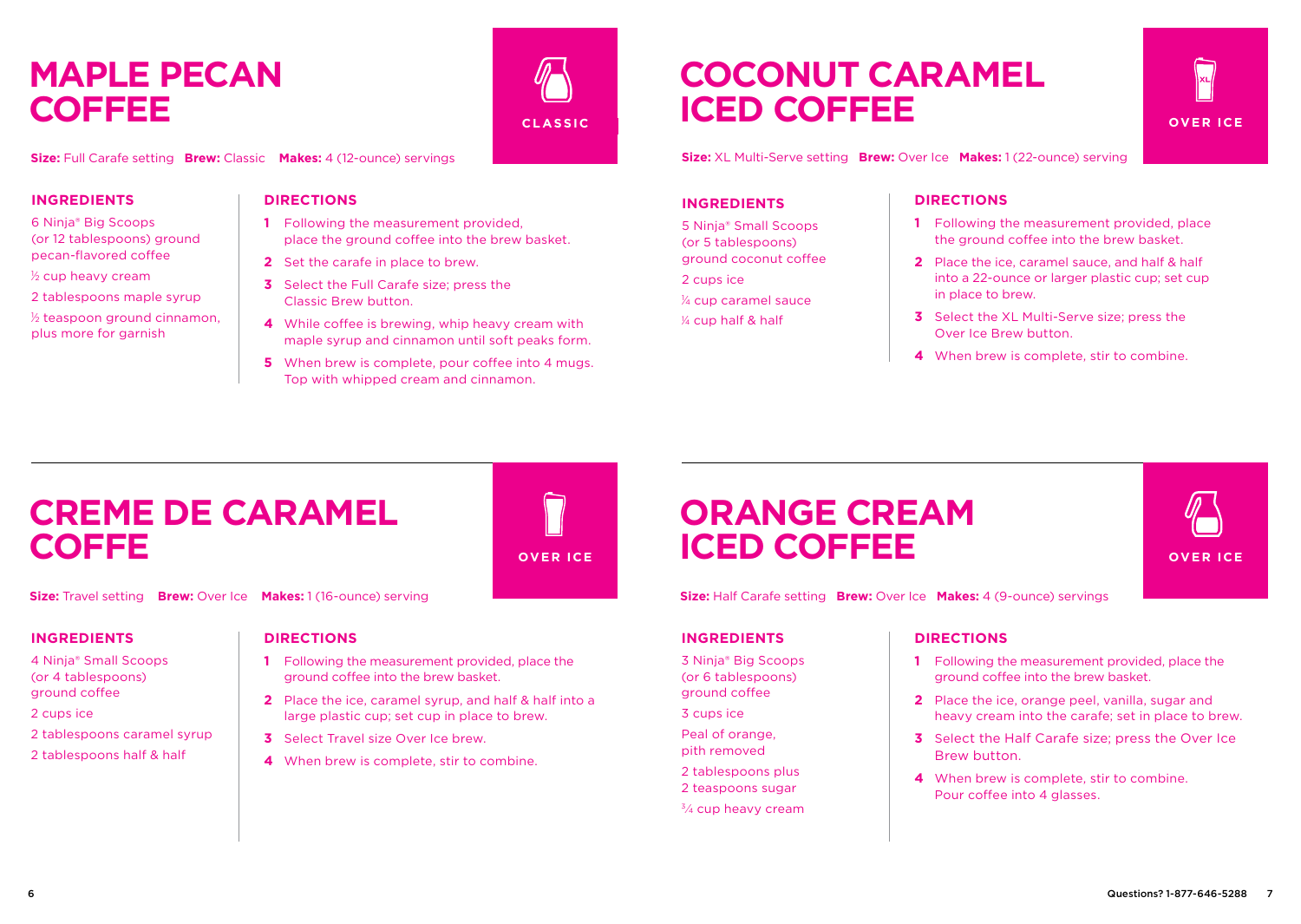# MAPLE PECAN COFFEE

CLASSIC

**Size:** Full Carafe setting **Brew:** Classic **Makes:** 4 (12-ounce) servings

### INGREDIENTS

6 Ninja® Big Scoops (or 12 tablespoons) ground pecan-flavored coffee

½ cup heavy cream

2 tablespoons maple syrup

½ teaspoon ground cinnamon, plus more for garnish

### DIRECTIONS

1. Following the measurement provided, place the ground coffee into the brew basket.
2. Set the carafe in place to brew.
3. Select the Full Carafe size; press the Classic Brew button.
4. While coffee is brewing, whip heavy cream with maple syrup and cinnamon until soft peaks form.
5. When brew is complete, pour coffee into 4 mugs. Top with whipped cream and cinnamon.

# COCONUT CARAMEL ICED COFFEE

OVER ICE

**Size:** XL Multi-Serve setting **Brew:** Over Ice **Makes:** 1 (22-ounce) serving

### INGREDIENTS

5 Ninja® Small Scoops (or 5 tablespoons) ground coconut coffee

2 cups ice

¼ cup caramel sauce

¼ cup half & half

### DIRECTIONS

1. Following the measurement provided, place the ground coffee into the brew basket.
2. Place the ice, caramel sauce, and half & half into a 22-ounce or larger plastic cup; set cup in place to brew.
3. Select the XL Multi-Serve size; press the Over Ice Brew button.
4. When brew is complete, stir to combine.

# CREME DE CARAMEL COFFE

OVER ICE

**Size:** Travel setting **Brew:** Over Ice **Makes:** 1 (16-ounce) serving

### INGREDIENTS

4 Ninja® Small Scoops (or 4 tablespoons) ground coffee

2 cups ice

2 tablespoons caramel syrup

2 tablespoons half & half

### DIRECTIONS

1. Following the measurement provided, place the ground coffee into the brew basket.
2. Place the ice, caramel syrup, and half & half into a large plastic cup; set cup in place to brew.
3. Select Travel size Over Ice brew.
4. When brew is complete, stir to combine.

# ORANGE CREAM ICED COFFEE

OVER ICE

**Size:** Half Carafe setting **Brew:** Over Ice **Makes:** 4 (9-ounce) servings

### INGREDIENTS

3 Ninja® Big Scoops (or 6 tablespoons) ground coffee

3 cups ice

Peal of orange, pith removed

2 tablespoons plus 2 teaspoons sugar

¾ cup heavy cream

### DIRECTIONS

1. Following the measurement provided, place the ground coffee into the brew basket.
2. Place the ice, orange peel, vanilla, sugar and heavy cream into the carafe; set in place to brew.
3. Select the Half Carafe size; press the Over Ice Brew button.
4. When brew is complete, stir to combine. Pour coffee into 4 glasses.

Questions? 1-877-646-5288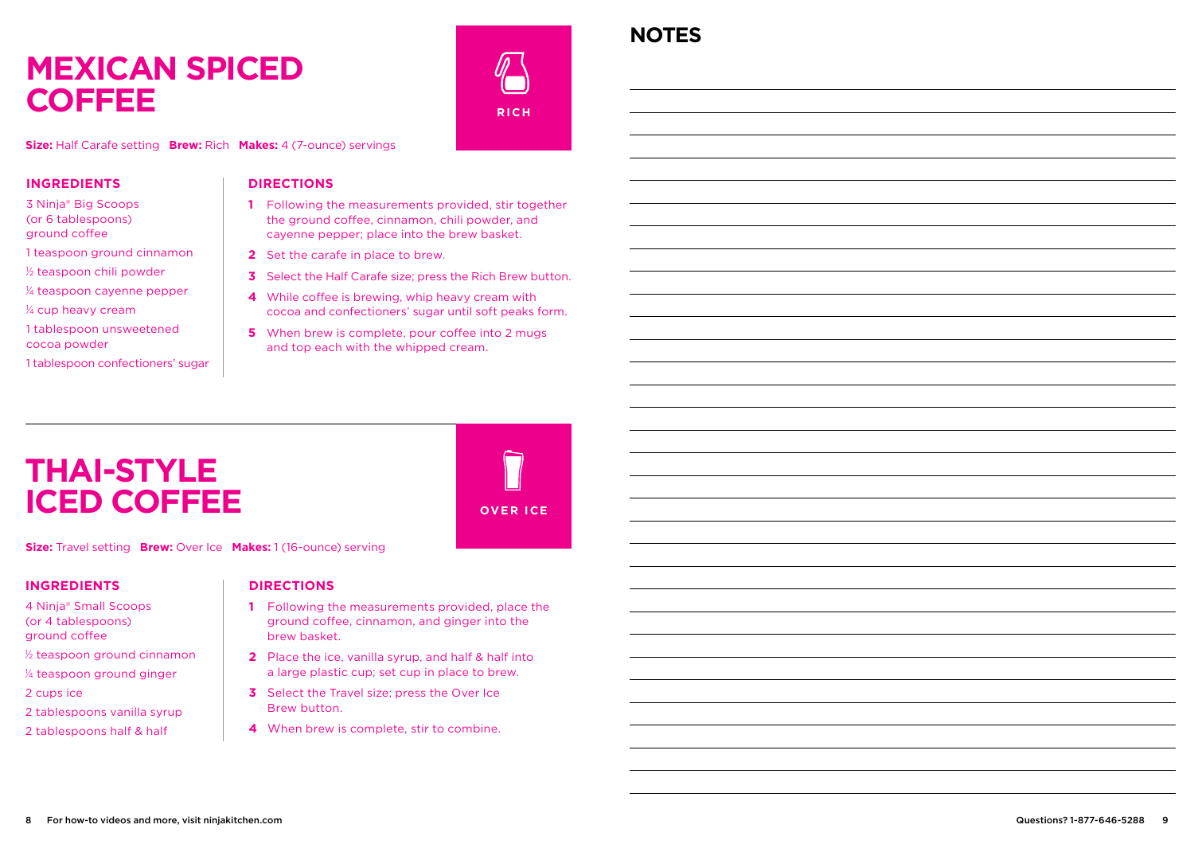# MEXICAN SPICED COFFEE

RICH

**Size:** Half Carafe setting **Brew:** Rich **Makes:** 4 (7-ounce) servings

### INGREDIENTS

3 Ninja® Big Scoops (or 6 tablespoons) ground coffee

1 teaspoon ground cinnamon

½ teaspoon chili powder

¼ teaspoon cayenne pepper

¼ cup heavy cream

1 tablespoon unsweetened cocoa powder

1 tablespoon confectioners' sugar

### DIRECTIONS

1. Following the measurements provided, stir together the ground coffee, cinnamon, chili powder, and cayenne pepper; place into the brew basket.
2. Set the carafe in place to brew.
3. Select the Half Carafe size; press the Rich Brew button.
4. While coffee is brewing, whip heavy cream with cocoa and confectioners' sugar until soft peaks form.
5. When brew is complete, pour coffee into 2 mugs and top each with the whipped cream.

# THAI-STYLE ICED COFFEE

OVER ICE

**Size:** Travel setting **Brew:** Over Ice **Makes:** 1 (16-ounce) serving

### INGREDIENTS

4 Ninja® Small Scoops (or 4 tablespoons) ground coffee

½ teaspoon ground cinnamon

¼ teaspoon ground ginger

2 cups ice

2 tablespoons vanilla syrup

2 tablespoons half & half

### DIRECTIONS

1. Following the measurements provided, place the ground coffee, cinnamon, and ginger into the brew basket.
2. Place the ice, vanilla syrup, and half & half into a large plastic cup; set cup in place to brew.
3. Select the Travel size; press the Over Ice Brew button.
4. When brew is complete, stir to combine.

# NOTES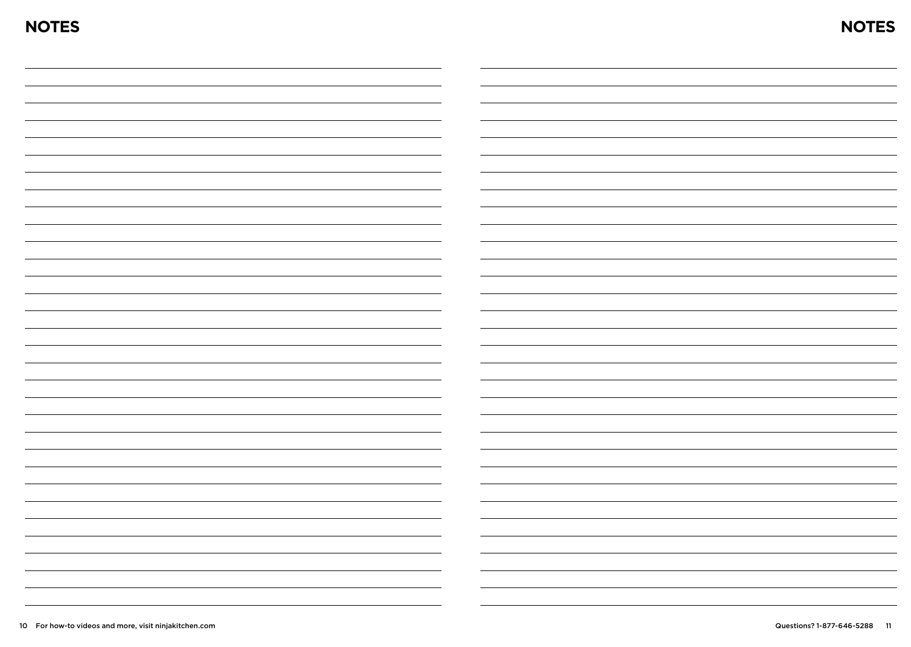# NOTES

# NOTES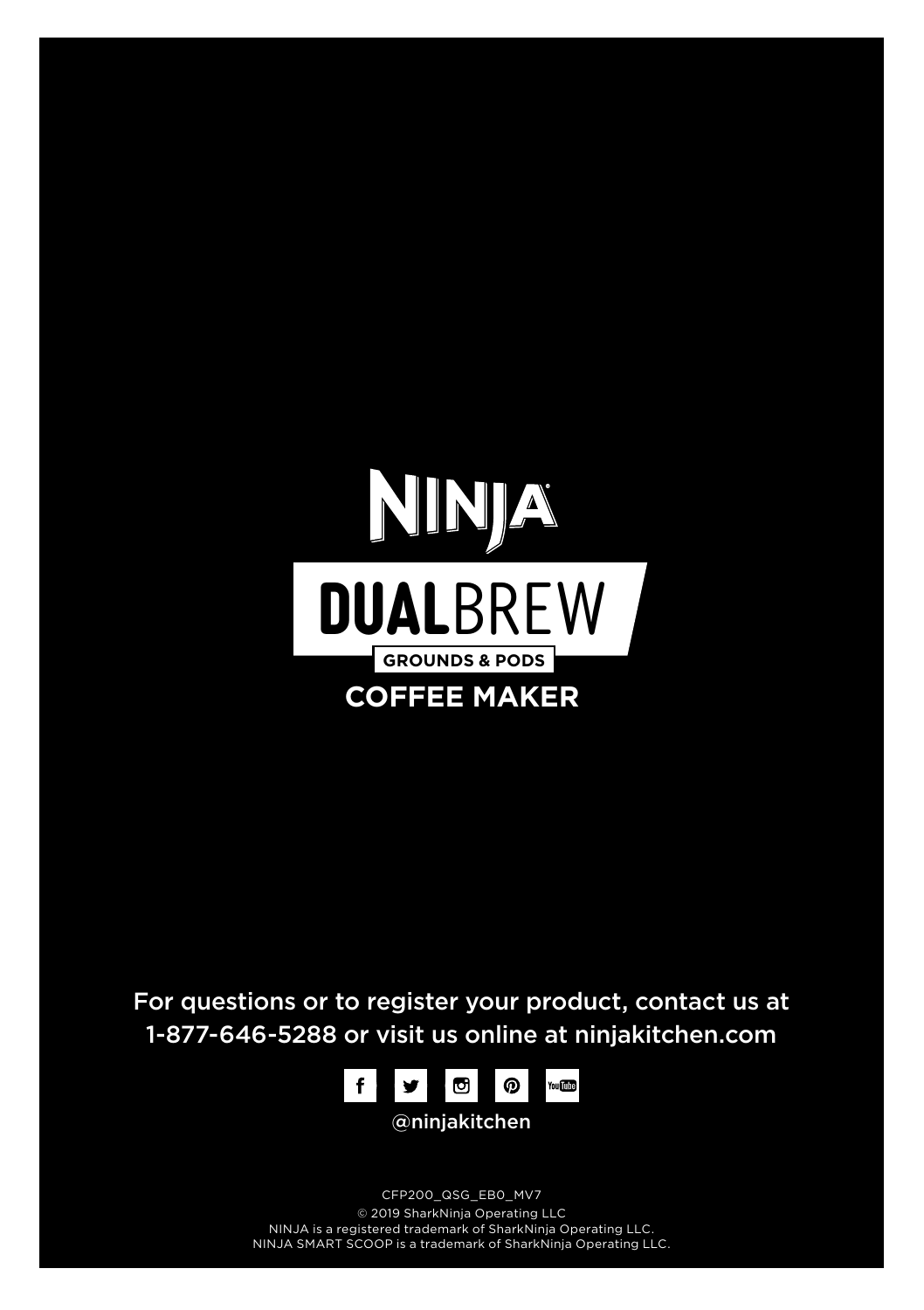# NINJA®

# DUALBREW

**GROUNDS & PODS**

## COFFEE MAKER

For questions or to register your product, contact us at 1-877-646-5288 or visit us online at ninjakitchen.com

@ninjakitchen

CFP200_QSG_EB0_MV7

© 2019 SharkNinja Operating LLC

NINJA is a registered trademark of SharkNinja Operating LLC.

NINJA SMART SCOOP is a trademark of SharkNinja Operating LLC.